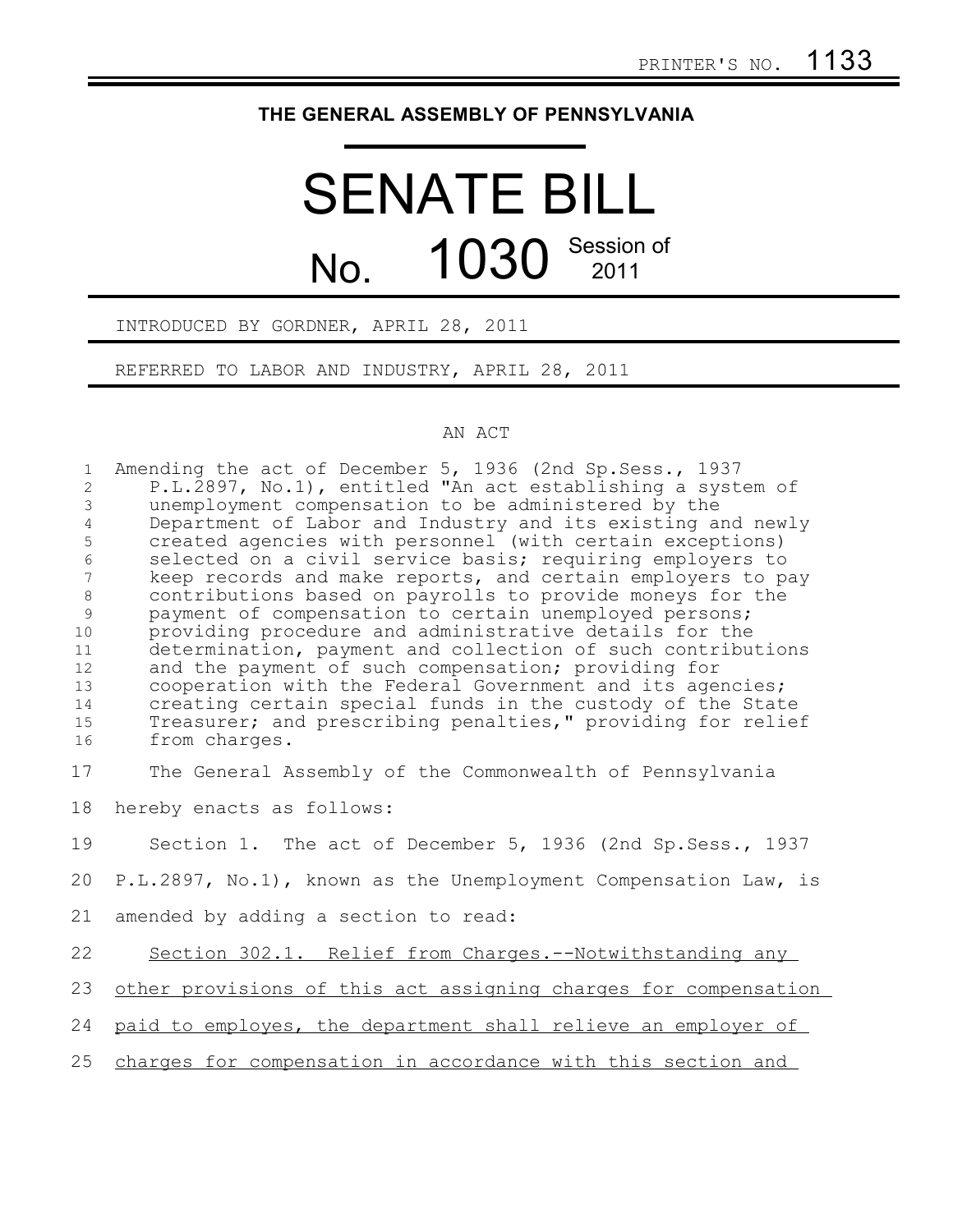PRINTER'S NO. 1133

**THE GENERAL ASSEMBLY OF PENNSYLVANIA**

# SENATE BILL

## No. 1030 Session of 2011

INTRODUCED BY GORDNER, APRIL 28, 2011

REFERRED TO LABOR AND INDUSTRY, APRIL 28, 2011

AN ACT

Amending the act of December 5, 1936 (2nd Sp.Sess., 1937 P.L.2897, No.1), entitled "An act establishing a system of unemployment compensation to be administered by the Department of Labor and Industry and its existing and newly created agencies with personnel (with certain exceptions) selected on a civil service basis; requiring employers to keep records and make reports, and certain employers to pay contributions based on payrolls to provide moneys for the payment of compensation to certain unemployed persons; providing procedure and administrative details for the determination, payment and collection of such contributions and the payment of such compensation; providing for cooperation with the Federal Government and its agencies; creating certain special funds in the custody of the State Treasurer; and prescribing penalties," providing for relief from charges.

The General Assembly of the Commonwealth of Pennsylvania hereby enacts as follows:

Section 1. The act of December 5, 1936 (2nd Sp.Sess., 1937 P.L.2897, No.1), known as the Unemployment Compensation Law, is amended by adding a section to read:

Section 302.1. Relief from Charges.--Notwithstanding any other provisions of this act assigning charges for compensation paid to employes, the department shall relieve an employer of charges for compensation in accordance with this section and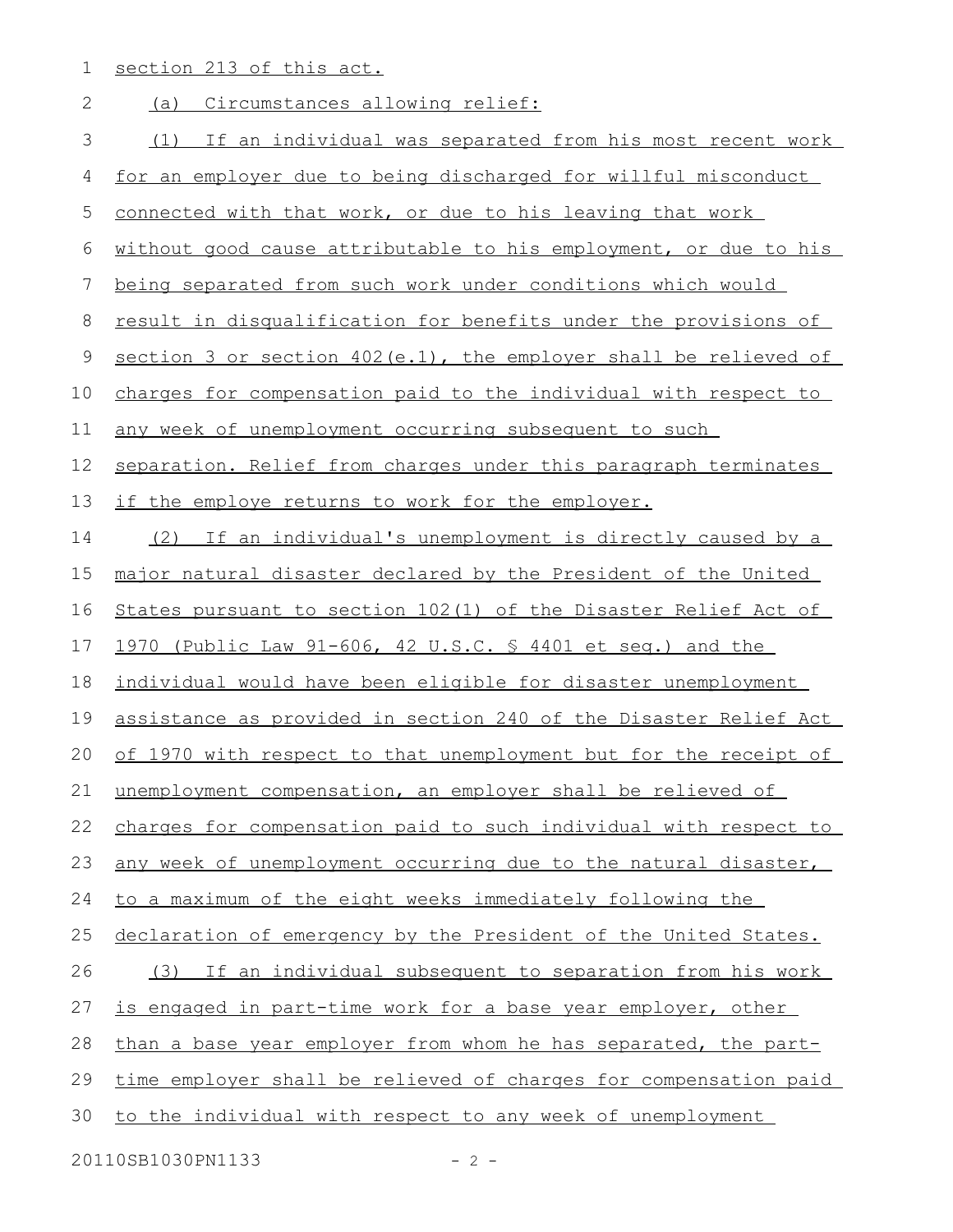section 213 of this act.

(a) Circumstances allowing relief:

(1) If an individual was separated from his most recent work for an employer due to being discharged for willful misconduct connected with that work, or due to his leaving that work without good cause attributable to his employment, or due to his being separated from such work under conditions which would result in disqualification for benefits under the provisions of section 3 or section 402(e.1), the employer shall be relieved of charges for compensation paid to the individual with respect to any week of unemployment occurring subsequent to such separation. Relief from charges under this paragraph terminates if the employe returns to work for the employer.

(2) If an individual's unemployment is directly caused by a major natural disaster declared by the President of the United States pursuant to section 102(1) of the Disaster Relief Act of 1970 (Public Law 91-606, 42 U.S.C. § 4401 et seq.) and the individual would have been eligible for disaster unemployment assistance as provided in section 240 of the Disaster Relief Act of 1970 with respect to that unemployment but for the receipt of unemployment compensation, an employer shall be relieved of charges for compensation paid to such individual with respect to any week of unemployment occurring due to the natural disaster, to a maximum of the eight weeks immediately following the declaration of emergency by the President of the United States.

(3) If an individual subsequent to separation from his work is engaged in part-time work for a base year employer, other than a base year employer from whom he has separated, the part-time employer shall be relieved of charges for compensation paid to the individual with respect to any week of unemployment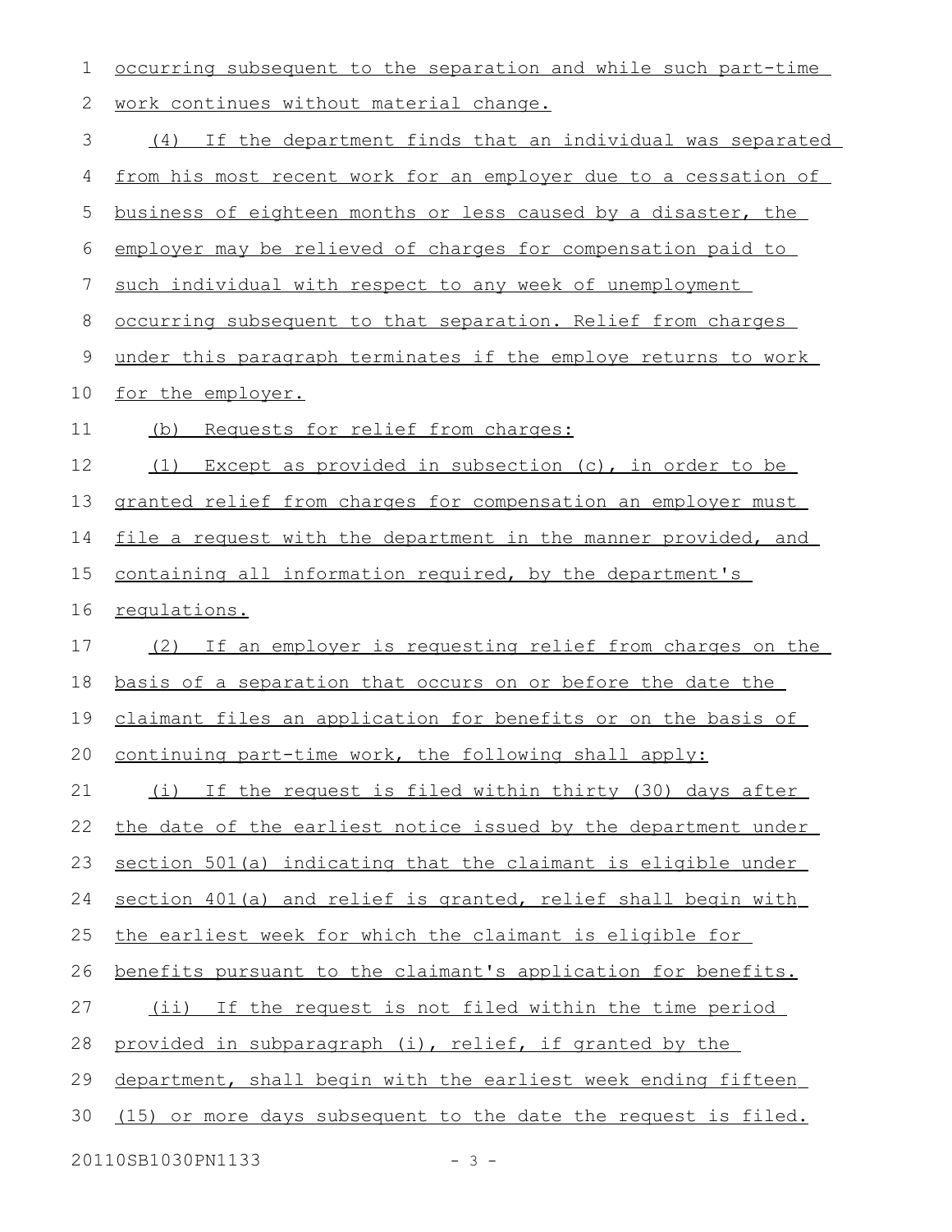occurring subsequent to the separation and while such part-time work continues without material change.

(4) If the department finds that an individual was separated from his most recent work for an employer due to a cessation of business of eighteen months or less caused by a disaster, the employer may be relieved of charges for compensation paid to such individual with respect to any week of unemployment occurring subsequent to that separation. Relief from charges under this paragraph terminates if the employe returns to work for the employer.

(b) Requests for relief from charges:

(1) Except as provided in subsection (c), in order to be granted relief from charges for compensation an employer must file a request with the department in the manner provided, and containing all information required, by the department's regulations.

(2) If an employer is requesting relief from charges on the basis of a separation that occurs on or before the date the claimant files an application for benefits or on the basis of continuing part-time work, the following shall apply:

(i) If the request is filed within thirty (30) days after the date of the earliest notice issued by the department under section 501(a) indicating that the claimant is eligible under section 401(a) and relief is granted, relief shall begin with the earliest week for which the claimant is eligible for benefits pursuant to the claimant's application for benefits.

(ii) If the request is not filed within the time period provided in subparagraph (i), relief, if granted by the department, shall begin with the earliest week ending fifteen (15) or more days subsequent to the date the request is filed.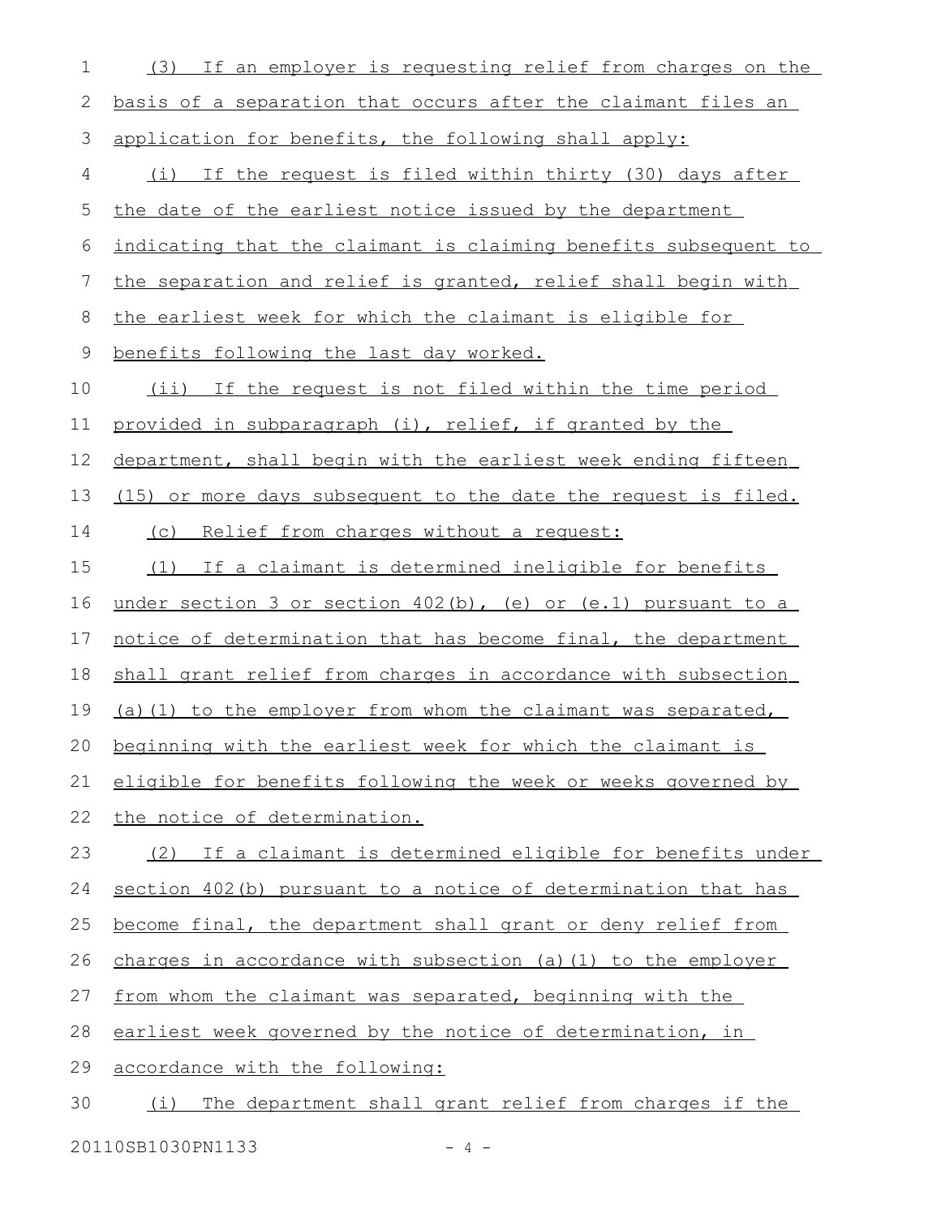(3) If an employer is requesting relief from charges on the basis of a separation that occurs after the claimant files an application for benefits, the following shall apply:

(i) If the request is filed within thirty (30) days after the date of the earliest notice issued by the department indicating that the claimant is claiming benefits subsequent to the separation and relief is granted, relief shall begin with the earliest week for which the claimant is eligible for benefits following the last day worked.

(ii) If the request is not filed within the time period provided in subparagraph (i), relief, if granted by the department, shall begin with the earliest week ending fifteen (15) or more days subsequent to the date the request is filed.

(c) Relief from charges without a request:

(1) If a claimant is determined ineligible for benefits under section 3 or section 402(b), (e) or (e.1) pursuant to a notice of determination that has become final, the department shall grant relief from charges in accordance with subsection (a)(1) to the employer from whom the claimant was separated, beginning with the earliest week for which the claimant is eligible for benefits following the week or weeks governed by the notice of determination.

(2) If a claimant is determined eligible for benefits under section 402(b) pursuant to a notice of determination that has become final, the department shall grant or deny relief from charges in accordance with subsection (a)(1) to the employer from whom the claimant was separated, beginning with the earliest week governed by the notice of determination, in accordance with the following:

(i) The department shall grant relief from charges if the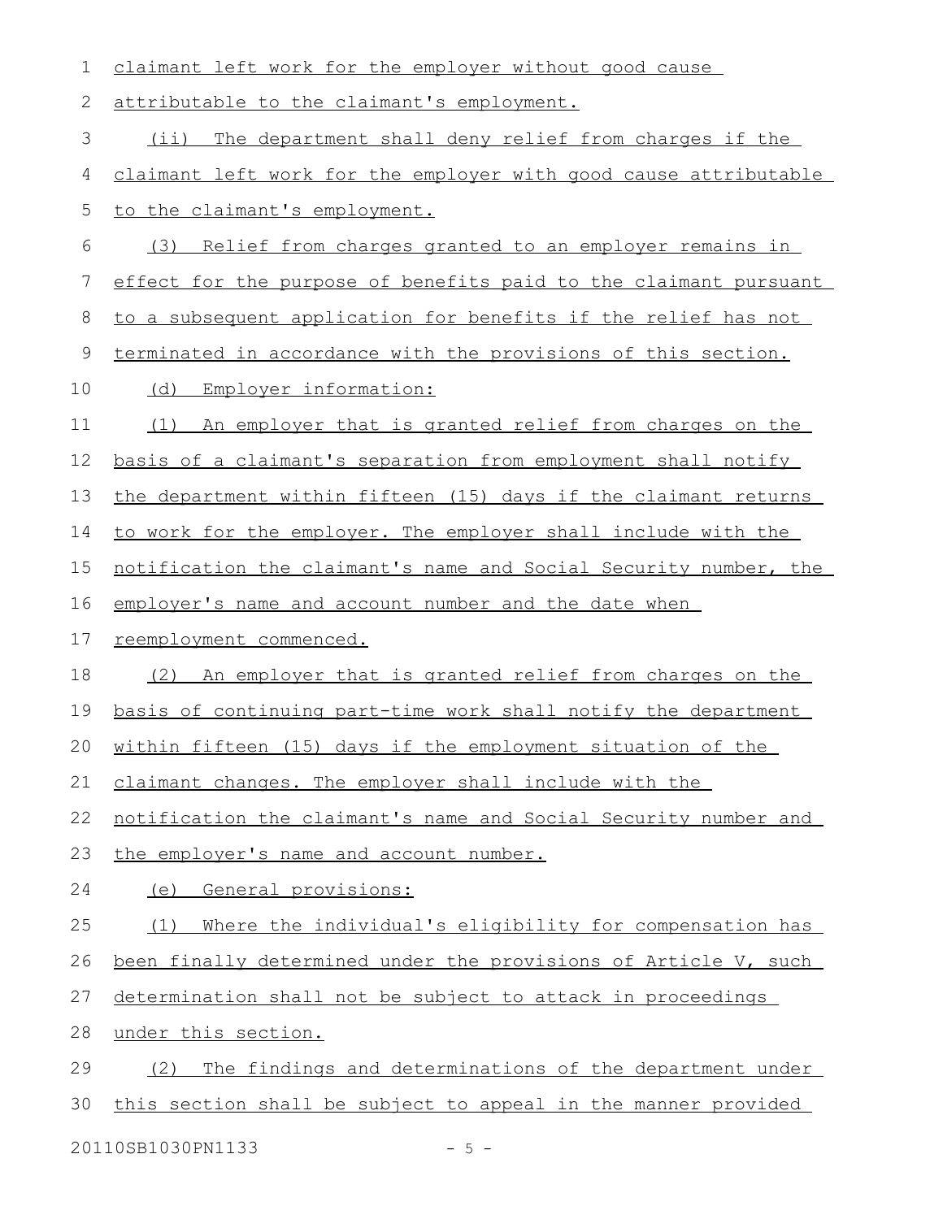claimant left work for the employer without good cause attributable to the claimant's employment.

(ii) The department shall deny relief from charges if the claimant left work for the employer with good cause attributable to the claimant's employment.

(3) Relief from charges granted to an employer remains in effect for the purpose of benefits paid to the claimant pursuant to a subsequent application for benefits if the relief has not terminated in accordance with the provisions of this section.

(d) Employer information:

(1) An employer that is granted relief from charges on the basis of a claimant's separation from employment shall notify the department within fifteen (15) days if the claimant returns to work for the employer. The employer shall include with the notification the claimant's name and Social Security number, the employer's name and account number and the date when reemployment commenced.

(2) An employer that is granted relief from charges on the basis of continuing part-time work shall notify the department within fifteen (15) days if the employment situation of the claimant changes. The employer shall include with the notification the claimant's name and Social Security number and the employer's name and account number.

(e) General provisions:

(1) Where the individual's eligibility for compensation has been finally determined under the provisions of Article V, such determination shall not be subject to attack in proceedings under this section.

(2) The findings and determinations of the department under this section shall be subject to appeal in the manner provided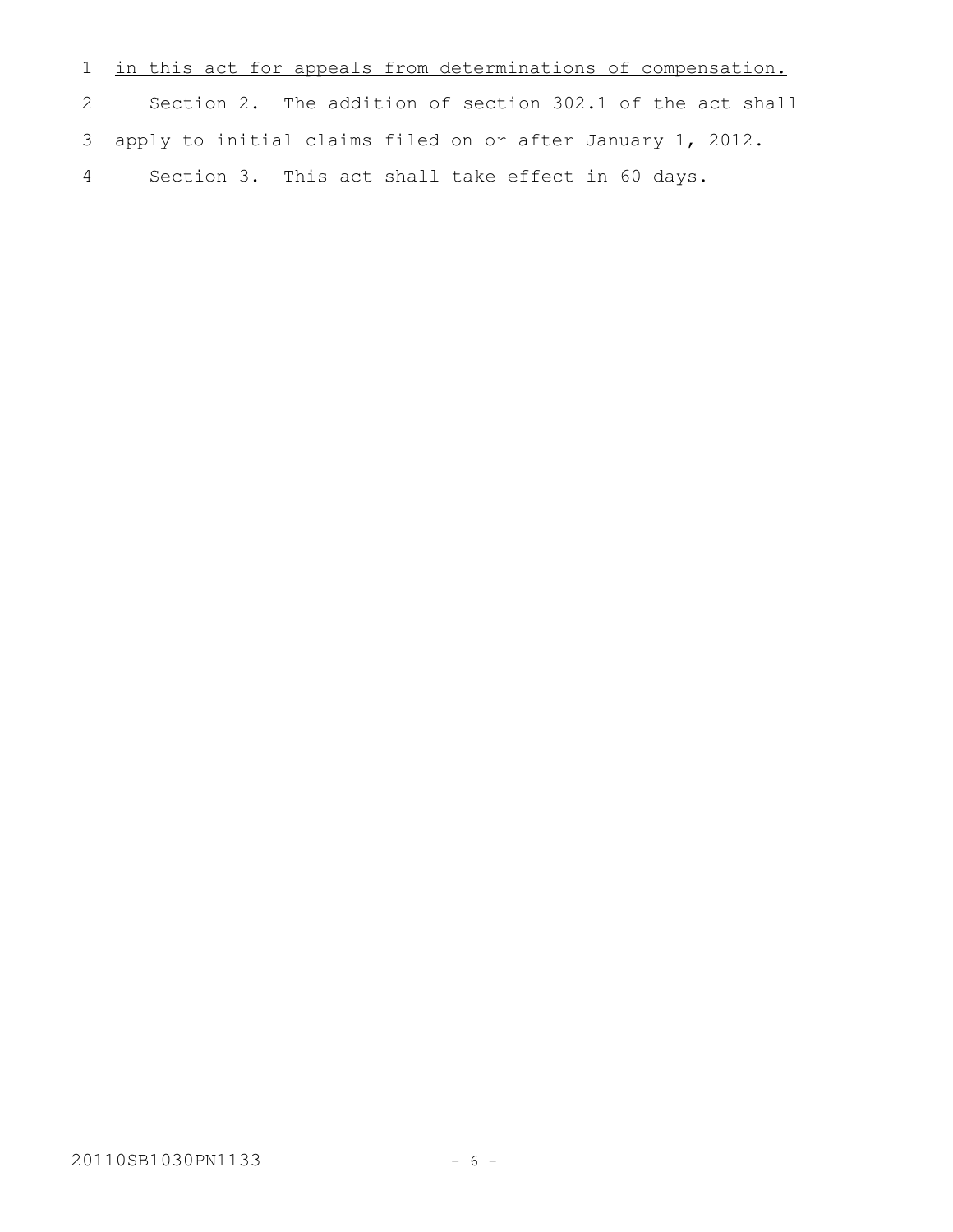<u>in this act for appeals from determinations of compensation.</u>

Section 2. The addition of section 302.1 of the act shall apply to initial claims filed on or after January 1, 2012.

Section 3. This act shall take effect in 60 days.